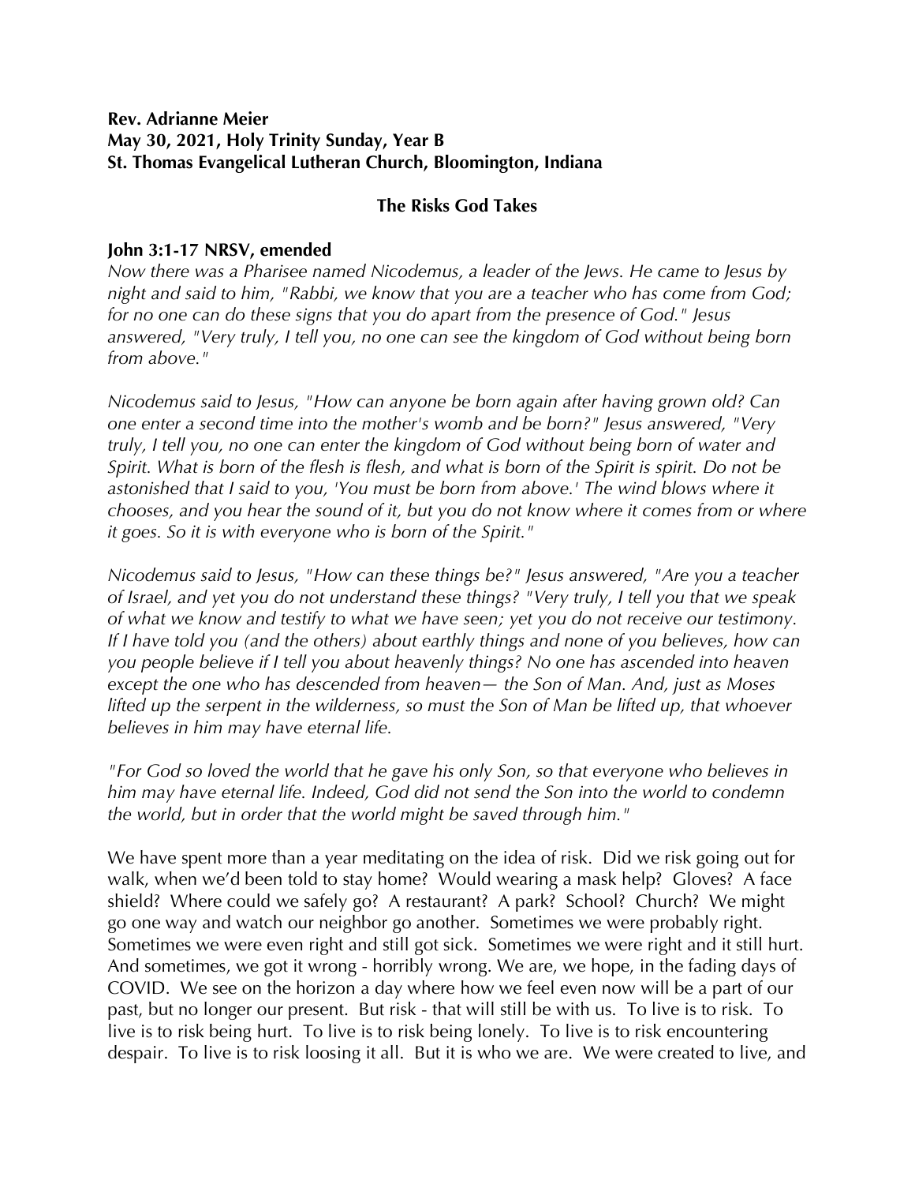**Rev. Adrianne Meier**
**May 30, 2021, Holy Trinity Sunday, Year B**
**St. Thomas Evangelical Lutheran Church, Bloomington, Indiana**

## The Risks God Takes

**John 3:1-17 NRSV, emended**

*Now there was a Pharisee named Nicodemus, a leader of the Jews. He came to Jesus by night and said to him, "Rabbi, we know that you are a teacher who has come from God; for no one can do these signs that you do apart from the presence of God." Jesus answered, "Very truly, I tell you, no one can see the kingdom of God without being born from above."*

*Nicodemus said to Jesus, "How can anyone be born again after having grown old? Can one enter a second time into the mother's womb and be born?" Jesus answered, "Very truly, I tell you, no one can enter the kingdom of God without being born of water and Spirit. What is born of the flesh is flesh, and what is born of the Spirit is spirit. Do not be astonished that I said to you, 'You must be born from above.' The wind blows where it chooses, and you hear the sound of it, but you do not know where it comes from or where it goes. So it is with everyone who is born of the Spirit."*

*Nicodemus said to Jesus, "How can these things be?" Jesus answered, "Are you a teacher of Israel, and yet you do not understand these things? "Very truly, I tell you that we speak of what we know and testify to what we have seen; yet you do not receive our testimony. If I have told you (and the others) about earthly things and none of you believes, how can you people believe if I tell you about heavenly things? No one has ascended into heaven except the one who has descended from heaven— the Son of Man. And, just as Moses lifted up the serpent in the wilderness, so must the Son of Man be lifted up, that whoever believes in him may have eternal life.*

*"For God so loved the world that he gave his only Son, so that everyone who believes in him may have eternal life. Indeed, God did not send the Son into the world to condemn the world, but in order that the world might be saved through him."*

We have spent more than a year meditating on the idea of risk. Did we risk going out for walk, when we'd been told to stay home? Would wearing a mask help? Gloves? A face shield? Where could we safely go? A restaurant? A park? School? Church? We might go one way and watch our neighbor go another. Sometimes we were probably right. Sometimes we were even right and still got sick. Sometimes we were right and it still hurt. And sometimes, we got it wrong - horribly wrong. We are, we hope, in the fading days of COVID. We see on the horizon a day where how we feel even now will be a part of our past, but no longer our present. But risk - that will still be with us. To live is to risk. To live is to risk being hurt. To live is to risk being lonely. To live is to risk encountering despair. To live is to risk loosing it all. But it is who we are. We were created to live, and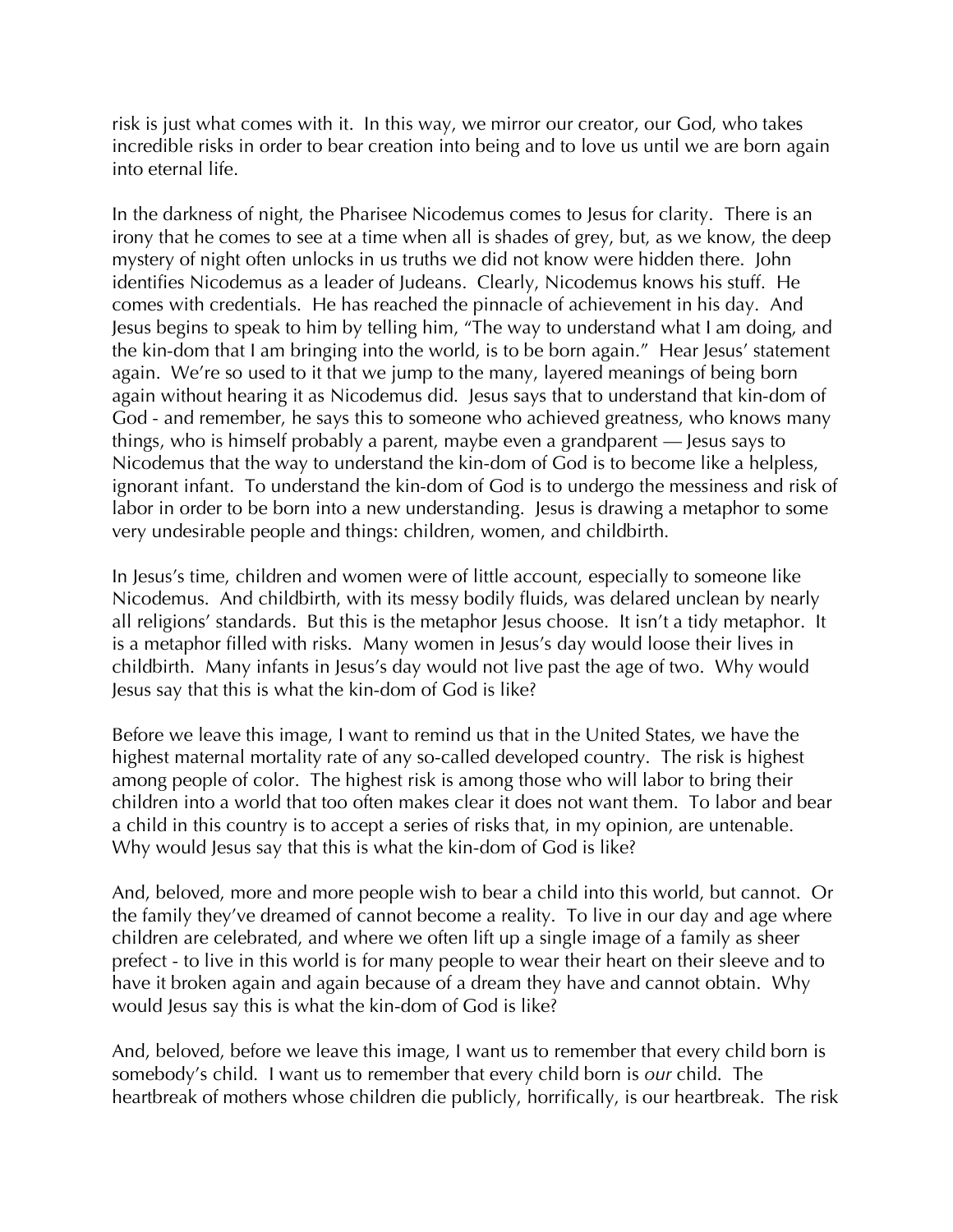risk is just what comes with it. In this way, we mirror our creator, our God, who takes incredible risks in order to bear creation into being and to love us until we are born again into eternal life.

In the darkness of night, the Pharisee Nicodemus comes to Jesus for clarity. There is an irony that he comes to see at a time when all is shades of grey, but, as we know, the deep mystery of night often unlocks in us truths we did not know were hidden there. John identifies Nicodemus as a leader of Judeans. Clearly, Nicodemus knows his stuff. He comes with credentials. He has reached the pinnacle of achievement in his day. And Jesus begins to speak to him by telling him, "The way to understand what I am doing, and the kin-dom that I am bringing into the world, is to be born again." Hear Jesus' statement again. We're so used to it that we jump to the many, layered meanings of being born again without hearing it as Nicodemus did. Jesus says that to understand that kin-dom of God - and remember, he says this to someone who achieved greatness, who knows many things, who is himself probably a parent, maybe even a grandparent — Jesus says to Nicodemus that the way to understand the kin-dom of God is to become like a helpless, ignorant infant. To understand the kin-dom of God is to undergo the messiness and risk of labor in order to be born into a new understanding. Jesus is drawing a metaphor to some very undesirable people and things: children, women, and childbirth.

In Jesus's time, children and women were of little account, especially to someone like Nicodemus. And childbirth, with its messy bodily fluids, was delared unclean by nearly all religions' standards. But this is the metaphor Jesus choose. It isn't a tidy metaphor. It is a metaphor filled with risks. Many women in Jesus's day would loose their lives in childbirth. Many infants in Jesus's day would not live past the age of two. Why would Jesus say that this is what the kin-dom of God is like?

Before we leave this image, I want to remind us that in the United States, we have the highest maternal mortality rate of any so-called developed country. The risk is highest among people of color. The highest risk is among those who will labor to bring their children into a world that too often makes clear it does not want them. To labor and bear a child in this country is to accept a series of risks that, in my opinion, are untenable. Why would Jesus say that this is what the kin-dom of God is like?

And, beloved, more and more people wish to bear a child into this world, but cannot. Or the family they've dreamed of cannot become a reality. To live in our day and age where children are celebrated, and where we often lift up a single image of a family as sheer prefect - to live in this world is for many people to wear their heart on their sleeve and to have it broken again and again because of a dream they have and cannot obtain. Why would Jesus say this is what the kin-dom of God is like?

And, beloved, before we leave this image, I want us to remember that every child born is somebody's child. I want us to remember that every child born is *our* child. The heartbreak of mothers whose children die publicly, horrifically, is our heartbreak. The risk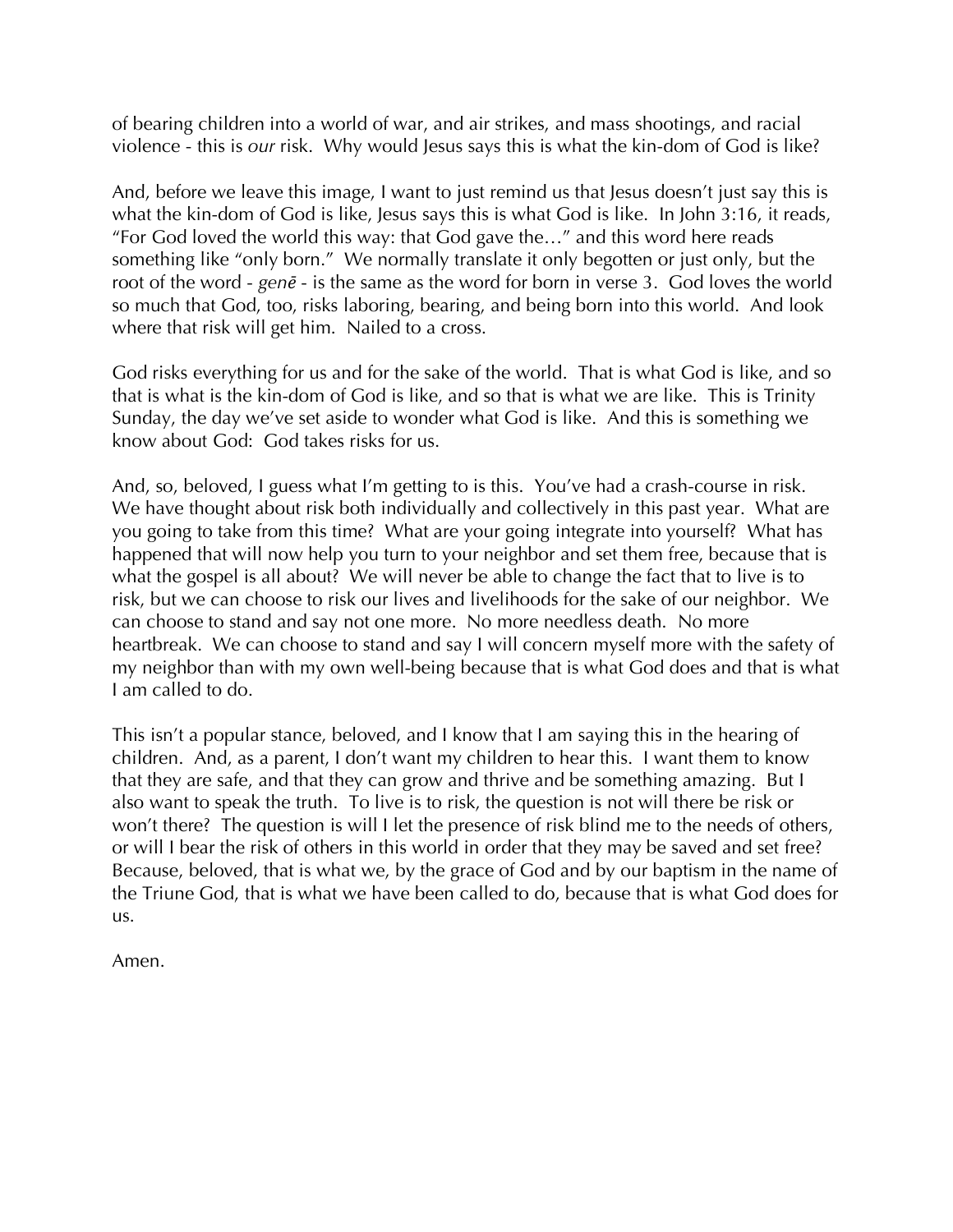of bearing children into a world of war, and air strikes, and mass shootings, and racial violence - this is *our* risk. Why would Jesus says this is what the kin-dom of God is like?

And, before we leave this image, I want to just remind us that Jesus doesn't just say this is what the kin-dom of God is like, Jesus says this is what God is like. In John 3:16, it reads, "For God loved the world this way: that God gave the…" and this word here reads something like "only born." We normally translate it only begotten or just only, but the root of the word - *genē* - is the same as the word for born in verse 3. God loves the world so much that God, too, risks laboring, bearing, and being born into this world. And look where that risk will get him. Nailed to a cross.

God risks everything for us and for the sake of the world. That is what God is like, and so that is what is the kin-dom of God is like, and so that is what we are like. This is Trinity Sunday, the day we've set aside to wonder what God is like. And this is something we know about God: God takes risks for us.

And, so, beloved, I guess what I'm getting to is this. You've had a crash-course in risk. We have thought about risk both individually and collectively in this past year. What are you going to take from this time? What are your going integrate into yourself? What has happened that will now help you turn to your neighbor and set them free, because that is what the gospel is all about? We will never be able to change the fact that to live is to risk, but we can choose to risk our lives and livelihoods for the sake of our neighbor. We can choose to stand and say not one more. No more needless death. No more heartbreak. We can choose to stand and say I will concern myself more with the safety of my neighbor than with my own well-being because that is what God does and that is what I am called to do.

This isn't a popular stance, beloved, and I know that I am saying this in the hearing of children. And, as a parent, I don't want my children to hear this. I want them to know that they are safe, and that they can grow and thrive and be something amazing. But I also want to speak the truth. To live is to risk, the question is not will there be risk or won't there? The question is will I let the presence of risk blind me to the needs of others, or will I bear the risk of others in this world in order that they may be saved and set free? Because, beloved, that is what we, by the grace of God and by our baptism in the name of the Triune God, that is what we have been called to do, because that is what God does for us.

Amen.